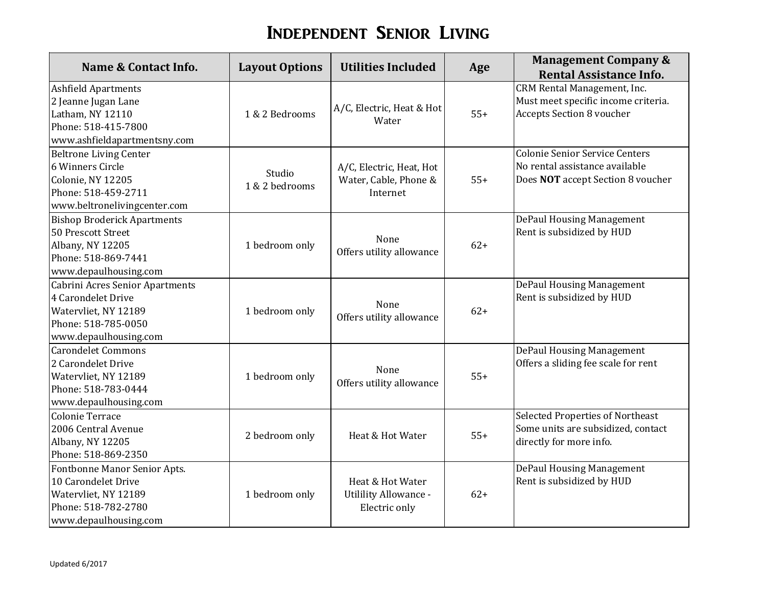# Independent Senior Living

| Name & Contact Info. | Layout Options | Utilities Included | Age | Management Company & Rental Assistance Info. |
|---|---|---|---|---|
| Ashfield Apartments<br>2 Jeanne Jugan Lane<br>Latham, NY 12110<br>Phone: 518-415-7800<br>www.ashfieldapartmentsny.com | 1 & 2 Bedrooms | A/C, Electric, Heat & Hot Water | 55+ | CRM Rental Management, Inc.<br>Must meet specific income criteria.<br>Accepts Section 8 voucher |
| Beltrone Living Center<br>6 Winners Circle<br>Colonie, NY 12205<br>Phone: 518-459-2711<br>www.beltronelivingcenter.com | Studio<br>1 & 2 bedrooms | A/C, Electric, Heat, Hot Water, Cable, Phone & Internet | 55+ | Colonie Senior Service Centers<br>No rental assistance available<br>Does **NOT** accept Section 8 voucher |
| Bishop Broderick Apartments<br>50 Prescott Street<br>Albany, NY 12205<br>Phone: 518-869-7441<br>www.depaulhousing.com | 1 bedroom only | None<br>Offers utility allowance | 62+ | DePaul Housing Management<br>Rent is subsidized by HUD |
| Cabrini Acres Senior Apartments<br>4 Carondelet Drive<br>Watervliet, NY 12189<br>Phone: 518-785-0050<br>www.depaulhousing.com | 1 bedroom only | None<br>Offers utility allowance | 62+ | DePaul Housing Management<br>Rent is subsidized by HUD |
| Carondelet Commons<br>2 Carondelet Drive<br>Watervliet, NY 12189<br>Phone: 518-783-0444<br>www.depaulhousing.com | 1 bedroom only | None<br>Offers utility allowance | 55+ | DePaul Housing Management<br>Offers a sliding fee scale for rent |
| Colonie Terrace<br>2006 Central Avenue<br>Albany, NY 12205<br>Phone: 518-869-2350 | 2 bedroom only | Heat & Hot Water | 55+ | Selected Properties of Northeast<br>Some units are subsidized, contact directly for more info. |
| Fontbonne Manor Senior Apts.<br>10 Carondelet Drive<br>Watervliet, NY 12189<br>Phone: 518-782-2780<br>www.depaulhousing.com | 1 bedroom only | Heat & Hot Water<br>Utilility Allowance - Electric only | 62+ | DePaul Housing Management<br>Rent is subsidized by HUD |

Updated 6/2017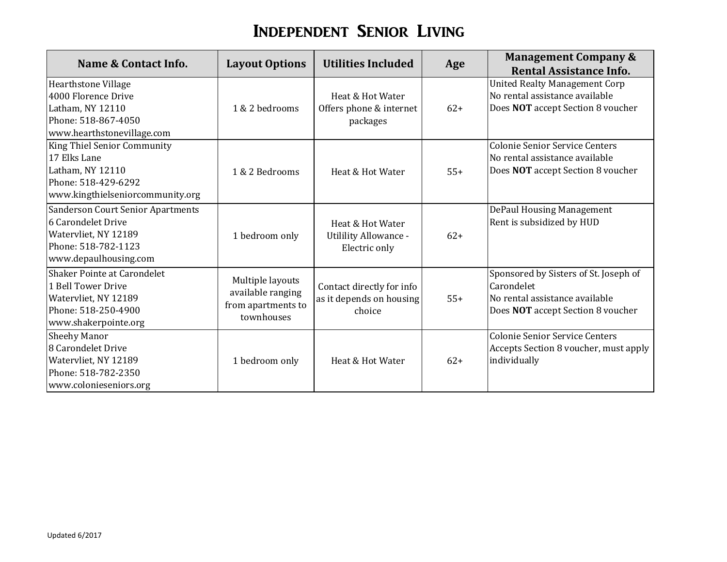# Independent Senior Living

| Name & Contact Info. | Layout Options | Utilities Included | Age | Management Company & Rental Assistance Info. |
|---|---|---|---|---|
| Hearthstone Village<br>4000 Florence Drive<br>Latham, NY 12110<br>Phone: 518-867-4050<br>www.hearthstonevillage.com | 1 & 2 bedrooms | Heat & Hot Water<br>Offers phone & internet packages | 62+ | United Realty Management Corp<br>No rental assistance available<br>Does **NOT** accept Section 8 voucher |
| King Thiel Senior Community<br>17 Elks Lane<br>Latham, NY 12110<br>Phone: 518-429-6292<br>www.kingthielseniorcommunity.org | 1 & 2 Bedrooms | Heat & Hot Water | 55+ | Colonie Senior Service Centers<br>No rental assistance available<br>Does **NOT** accept Section 8 voucher |
| Sanderson Court Senior Apartments<br>6 Carondelet Drive<br>Watervliet, NY 12189<br>Phone: 518-782-1123<br>www.depaulhousing.com | 1 bedroom only | Heat & Hot Water<br>Utilility Allowance - Electric only | 62+ | DePaul Housing Management<br>Rent is subsidized by HUD |
| Shaker Pointe at Carondelet<br>1 Bell Tower Drive<br>Watervliet, NY 12189<br>Phone: 518-250-4900<br>www.shakerpointe.org | Multiple layouts available ranging from apartments to townhouses | Contact directly for info as it depends on housing choice | 55+ | Sponsored by Sisters of St. Joseph of Carondelet<br>No rental assistance available<br>Does **NOT** accept Section 8 voucher |
| Sheehy Manor<br>8 Carondelet Drive<br>Watervliet, NY 12189<br>Phone: 518-782-2350<br>www.colonieseniors.org | 1 bedroom only | Heat & Hot Water | 62+ | Colonie Senior Service Centers<br>Accepts Section 8 voucher, must apply individually |

Updated 6/2017